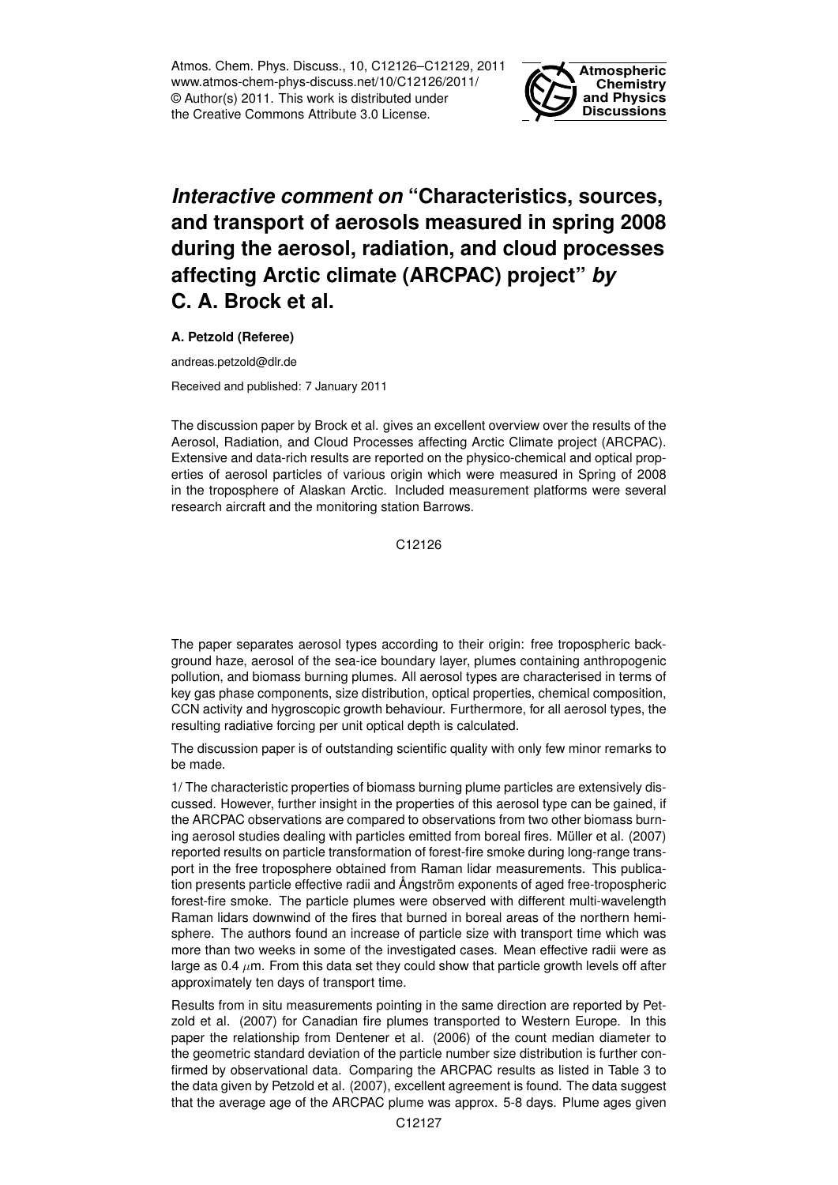# *Interactive comment on* "Characteristics, sources, and transport of aerosols measured in spring 2008 during the aerosol, radiation, and cloud processes affecting Arctic climate (ARCPAC) project" *by* C. A. Brock et al.

**A. Petzold (Referee)**

andreas.petzold@dlr.de

Received and published: 7 January 2011

The discussion paper by Brock et al. gives an excellent overview over the results of the Aerosol, Radiation, and Cloud Processes affecting Arctic Climate project (ARCPAC). Extensive and data-rich results are reported on the physico-chemical and optical properties of aerosol particles of various origin which were measured in Spring of 2008 in the troposphere of Alaskan Arctic. Included measurement platforms were several research aircraft and the monitoring station Barrows.

The paper separates aerosol types according to their origin: free tropospheric background haze, aerosol of the sea-ice boundary layer, plumes containing anthropogenic pollution, and biomass burning plumes. All aerosol types are characterised in terms of key gas phase components, size distribution, optical properties, chemical composition, CCN activity and hygroscopic growth behaviour. Furthermore, for all aerosol types, the resulting radiative forcing per unit optical depth is calculated.

The discussion paper is of outstanding scientific quality with only few minor remarks to be made.

1/ The characteristic properties of biomass burning plume particles are extensively discussed. However, further insight in the properties of this aerosol type can be gained, if the ARCPAC observations are compared to observations from two other biomass burning aerosol studies dealing with particles emitted from boreal fires. Müller et al. (2007) reported results on particle transformation of forest-fire smoke during long-range transport in the free troposphere obtained from Raman lidar measurements. This publication presents particle effective radii and Ångström exponents of aged free-tropospheric forest-fire smoke. The particle plumes were observed with different multi-wavelength Raman lidars downwind of the fires that burned in boreal areas of the northern hemisphere. The authors found an increase of particle size with transport time which was more than two weeks in some of the investigated cases. Mean effective radii were as large as 0.4 $\mu$m. From this data set they could show that particle growth levels off after approximately ten days of transport time.

Results from in situ measurements pointing in the same direction are reported by Petzold et al. (2007) for Canadian fire plumes transported to Western Europe. In this paper the relationship from Dentener et al. (2006) of the count median diameter to the geometric standard deviation of the particle number size distribution is further confirmed by observational data. Comparing the ARCPAC results as listed in Table 3 to the data given by Petzold et al. (2007), excellent agreement is found. The data suggest that the average age of the ARCPAC plume was approx. 5-8 days. Plume ages given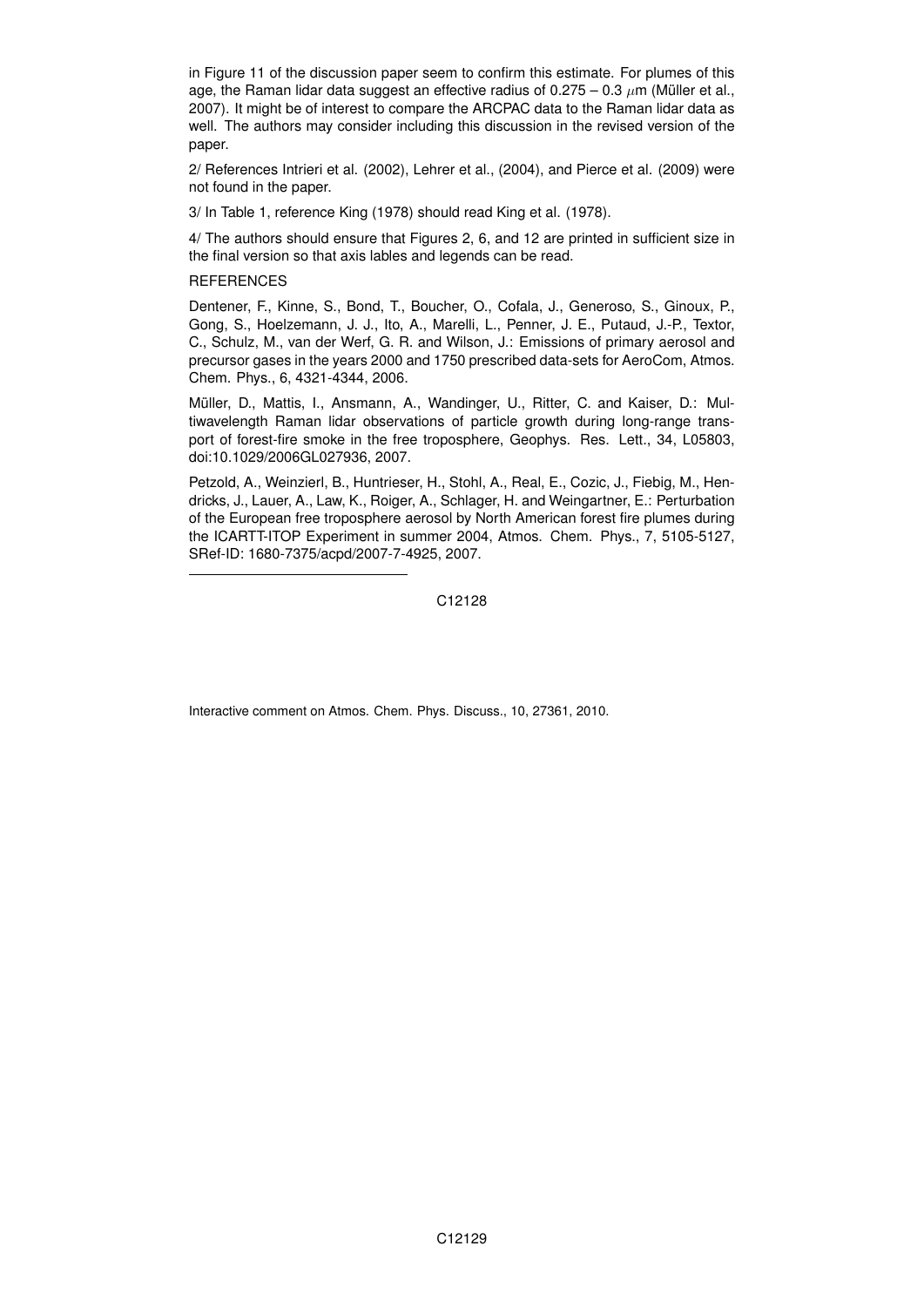in Figure 11 of the discussion paper seem to confirm this estimate. For plumes of this age, the Raman lidar data suggest an effective radius of 0.275 – 0.3 $\mu$m (Müller et al., 2007). It might be of interest to compare the ARCPAC data to the Raman lidar data as well. The authors may consider including this discussion in the revised version of the paper.

2/ References Intrieri et al. (2002), Lehrer et al., (2004), and Pierce et al. (2009) were not found in the paper.

3/ In Table 1, reference King (1978) should read King et al. (1978).

4/ The authors should ensure that Figures 2, 6, and 12 are printed in sufficient size in the final version so that axis lables and legends can be read.

REFERENCES

Dentener, F., Kinne, S., Bond, T., Boucher, O., Cofala, J., Generoso, S., Ginoux, P., Gong, S., Hoelzemann, J. J., Ito, A., Marelli, L., Penner, J. E., Putaud, J.-P., Textor, C., Schulz, M., van der Werf, G. R. and Wilson, J.: Emissions of primary aerosol and precursor gases in the years 2000 and 1750 prescribed data-sets for AeroCom, Atmos. Chem. Phys., 6, 4321-4344, 2006.

Müller, D., Mattis, I., Ansmann, A., Wandinger, U., Ritter, C. and Kaiser, D.: Multiwavelength Raman lidar observations of particle growth during long-range transport of forest-fire smoke in the free troposphere, Geophys. Res. Lett., 34, L05803, doi:10.1029/2006GL027936, 2007.

Petzold, A., Weinzierl, B., Huntrieser, H., Stohl, A., Real, E., Cozic, J., Fiebig, M., Hendricks, J., Lauer, A., Law, K., Roiger, A., Schlager, H. and Weingartner, E.: Perturbation of the European free troposphere aerosol by North American forest fire plumes during the ICARTT-ITOP Experiment in summer 2004, Atmos. Chem. Phys., 7, 5105-5127, SRef-ID: 1680-7375/acpd/2007-7-4925, 2007.

Interactive comment on Atmos. Chem. Phys. Discuss., 10, 27361, 2010.